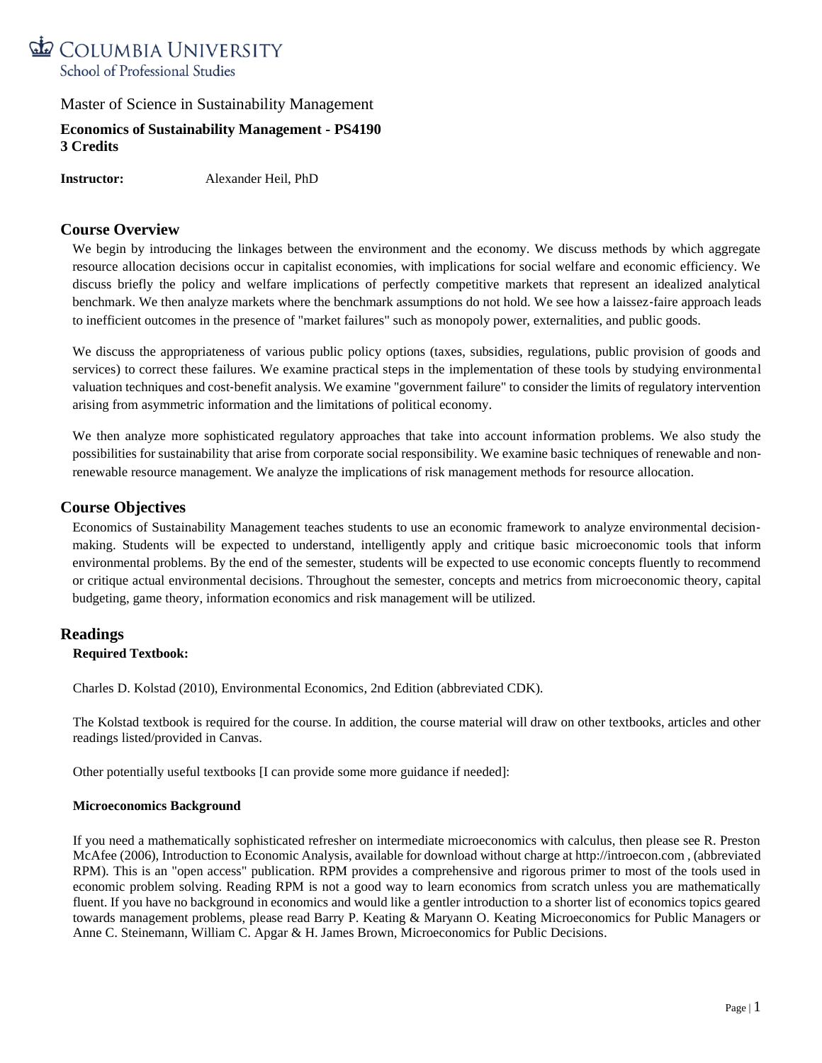Columbia University

School of Professional Studies

Master of Science in Sustainability Management

**Economics of Sustainability Management - PS4190**
**3 Credits**

**Instructor:** Alexander Heil, PhD

## Course Overview

We begin by introducing the linkages between the environment and the economy. We discuss methods by which aggregate resource allocation decisions occur in capitalist economies, with implications for social welfare and economic efficiency. We discuss briefly the policy and welfare implications of perfectly competitive markets that represent an idealized analytical benchmark. We then analyze markets where the benchmark assumptions do not hold. We see how a laissez-faire approach leads to inefficient outcomes in the presence of "market failures" such as monopoly power, externalities, and public goods.

We discuss the appropriateness of various public policy options (taxes, subsidies, regulations, public provision of goods and services) to correct these failures. We examine practical steps in the implementation of these tools by studying environmental valuation techniques and cost-benefit analysis. We examine "government failure" to consider the limits of regulatory intervention arising from asymmetric information and the limitations of political economy.

We then analyze more sophisticated regulatory approaches that take into account information problems. We also study the possibilities for sustainability that arise from corporate social responsibility. We examine basic techniques of renewable and non-renewable resource management. We analyze the implications of risk management methods for resource allocation.

## Course Objectives

Economics of Sustainability Management teaches students to use an economic framework to analyze environmental decision-making. Students will be expected to understand, intelligently apply and critique basic microeconomic tools that inform environmental problems. By the end of the semester, students will be expected to use economic concepts fluently to recommend or critique actual environmental decisions. Throughout the semester, concepts and metrics from microeconomic theory, capital budgeting, game theory, information economics and risk management will be utilized.

## Readings

**Required Textbook:**

Charles D. Kolstad (2010), Environmental Economics, 2nd Edition (abbreviated CDK).

The Kolstad textbook is required for the course. In addition, the course material will draw on other textbooks, articles and other readings listed/provided in Canvas.

Other potentially useful textbooks [I can provide some more guidance if needed]:

**Microeconomics Background**

If you need a mathematically sophisticated refresher on intermediate microeconomics with calculus, then please see R. Preston McAfee (2006), Introduction to Economic Analysis, available for download without charge at http://introecon.com , (abbreviated RPM). This is an "open access" publication. RPM provides a comprehensive and rigorous primer to most of the tools used in economic problem solving. Reading RPM is not a good way to learn economics from scratch unless you are mathematically fluent. If you have no background in economics and would like a gentler introduction to a shorter list of economics topics geared towards management problems, please read Barry P. Keating & Maryann O. Keating Microeconomics for Public Managers or Anne C. Steinemann, William C. Apgar & H. James Brown, Microeconomics for Public Decisions.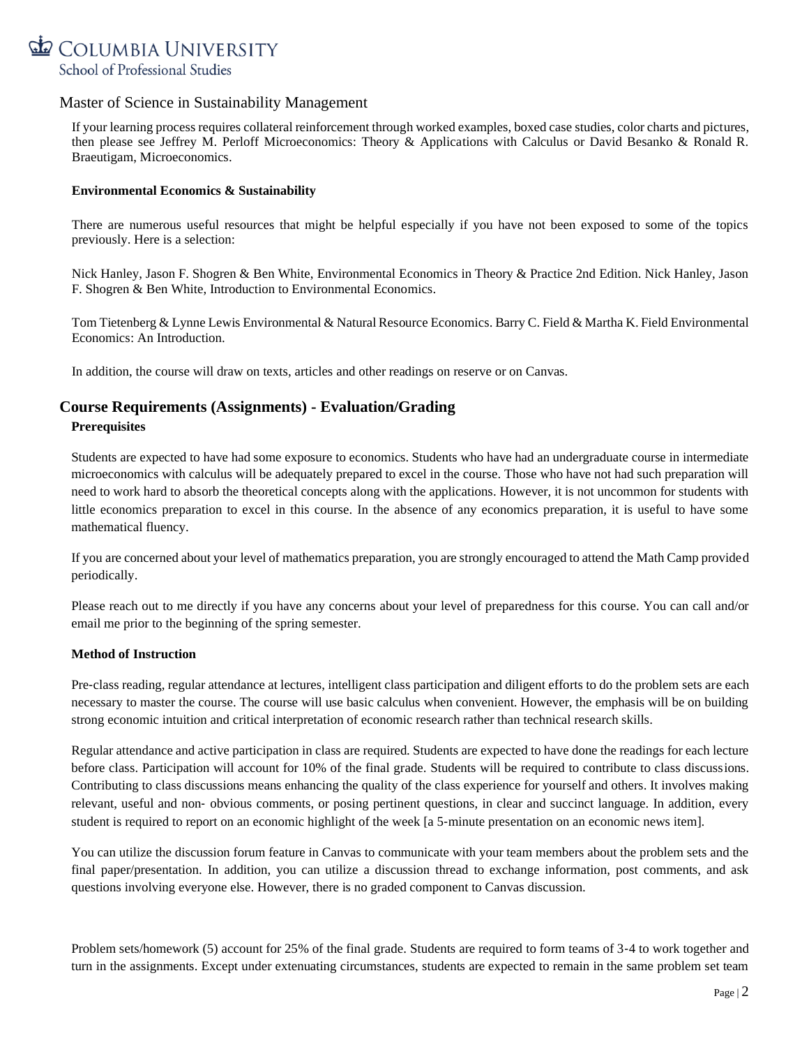If your learning process requires collateral reinforcement through worked examples, boxed case studies, color charts and pictures, then please see Jeffrey M. Perloff Microeconomics: Theory & Applications with Calculus or David Besanko & Ronald R. Braeutigam, Microeconomics.

**Environmental Economics & Sustainability**

There are numerous useful resources that might be helpful especially if you have not been exposed to some of the topics previously. Here is a selection:

Nick Hanley, Jason F. Shogren & Ben White, Environmental Economics in Theory & Practice 2nd Edition. Nick Hanley, Jason F. Shogren & Ben White, Introduction to Environmental Economics.

Tom Tietenberg & Lynne Lewis Environmental & Natural Resource Economics. Barry C. Field & Martha K. Field Environmental Economics: An Introduction.

In addition, the course will draw on texts, articles and other readings on reserve or on Canvas.

## Course Requirements (Assignments) - Evaluation/Grading

**Prerequisites**

Students are expected to have had some exposure to economics. Students who have had an undergraduate course in intermediate microeconomics with calculus will be adequately prepared to excel in the course. Those who have not had such preparation will need to work hard to absorb the theoretical concepts along with the applications. However, it is not uncommon for students with little economics preparation to excel in this course. In the absence of any economics preparation, it is useful to have some mathematical fluency.

If you are concerned about your level of mathematics preparation, you are strongly encouraged to attend the Math Camp provided periodically.

Please reach out to me directly if you have any concerns about your level of preparedness for this course. You can call and/or email me prior to the beginning of the spring semester.

**Method of Instruction**

Pre-class reading, regular attendance at lectures, intelligent class participation and diligent efforts to do the problem sets are each necessary to master the course. The course will use basic calculus when convenient. However, the emphasis will be on building strong economic intuition and critical interpretation of economic research rather than technical research skills.

Regular attendance and active participation in class are required. Students are expected to have done the readings for each lecture before class. Participation will account for 10% of the final grade. Students will be required to contribute to class discussions. Contributing to class discussions means enhancing the quality of the class experience for yourself and others. It involves making relevant, useful and non- obvious comments, or posing pertinent questions, in clear and succinct language. In addition, every student is required to report on an economic highlight of the week [a 5-minute presentation on an economic news item].

You can utilize the discussion forum feature in Canvas to communicate with your team members about the problem sets and the final paper/presentation. In addition, you can utilize a discussion thread to exchange information, post comments, and ask questions involving everyone else. However, there is no graded component to Canvas discussion.

Problem sets/homework (5) account for 25% of the final grade. Students are required to form teams of 3-4 to work together and turn in the assignments. Except under extenuating circumstances, students are expected to remain in the same problem set team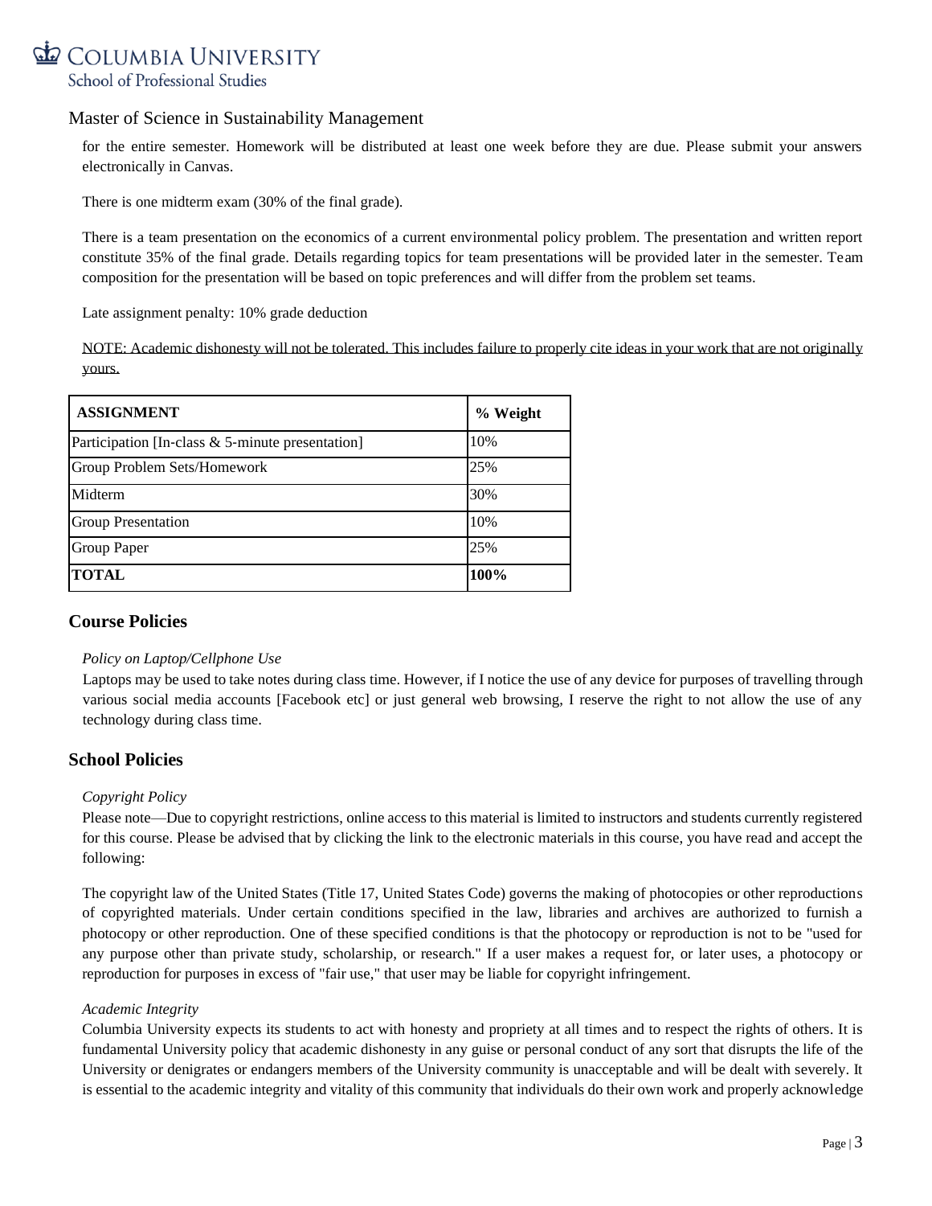for the entire semester. Homework will be distributed at least one week before they are due. Please submit your answers electronically in Canvas.

There is one midterm exam (30% of the final grade).

There is a team presentation on the economics of a current environmental policy problem. The presentation and written report constitute 35% of the final grade. Details regarding topics for team presentations will be provided later in the semester. Team composition for the presentation will be based on topic preferences and will differ from the problem set teams.

Late assignment penalty: 10% grade deduction

NOTE: Academic dishonesty will not be tolerated. This includes failure to properly cite ideas in your work that are not originally yours.

| **ASSIGNMENT** | **% Weight** |
| --- | --- |
| Participation [In-class & 5-minute presentation] | 10% |
| Group Problem Sets/Homework | 25% |
| Midterm | 30% |
| Group Presentation | 10% |
| Group Paper | 25% |
| **TOTAL** | **100%** |

## Course Policies

*Policy on Laptop/Cellphone Use*

Laptops may be used to take notes during class time. However, if I notice the use of any device for purposes of travelling through various social media accounts [Facebook etc] or just general web browsing, I reserve the right to not allow the use of any technology during class time.

## School Policies

*Copyright Policy*

Please note—Due to copyright restrictions, online access to this material is limited to instructors and students currently registered for this course. Please be advised that by clicking the link to the electronic materials in this course, you have read and accept the following:

The copyright law of the United States (Title 17, United States Code) governs the making of photocopies or other reproductions of copyrighted materials. Under certain conditions specified in the law, libraries and archives are authorized to furnish a photocopy or other reproduction. One of these specified conditions is that the photocopy or reproduction is not to be "used for any purpose other than private study, scholarship, or research." If a user makes a request for, or later uses, a photocopy or reproduction for purposes in excess of "fair use," that user may be liable for copyright infringement.

*Academic Integrity*

Columbia University expects its students to act with honesty and propriety at all times and to respect the rights of others. It is fundamental University policy that academic dishonesty in any guise or personal conduct of any sort that disrupts the life of the University or denigrates or endangers members of the University community is unacceptable and will be dealt with severely. It is essential to the academic integrity and vitality of this community that individuals do their own work and properly acknowledge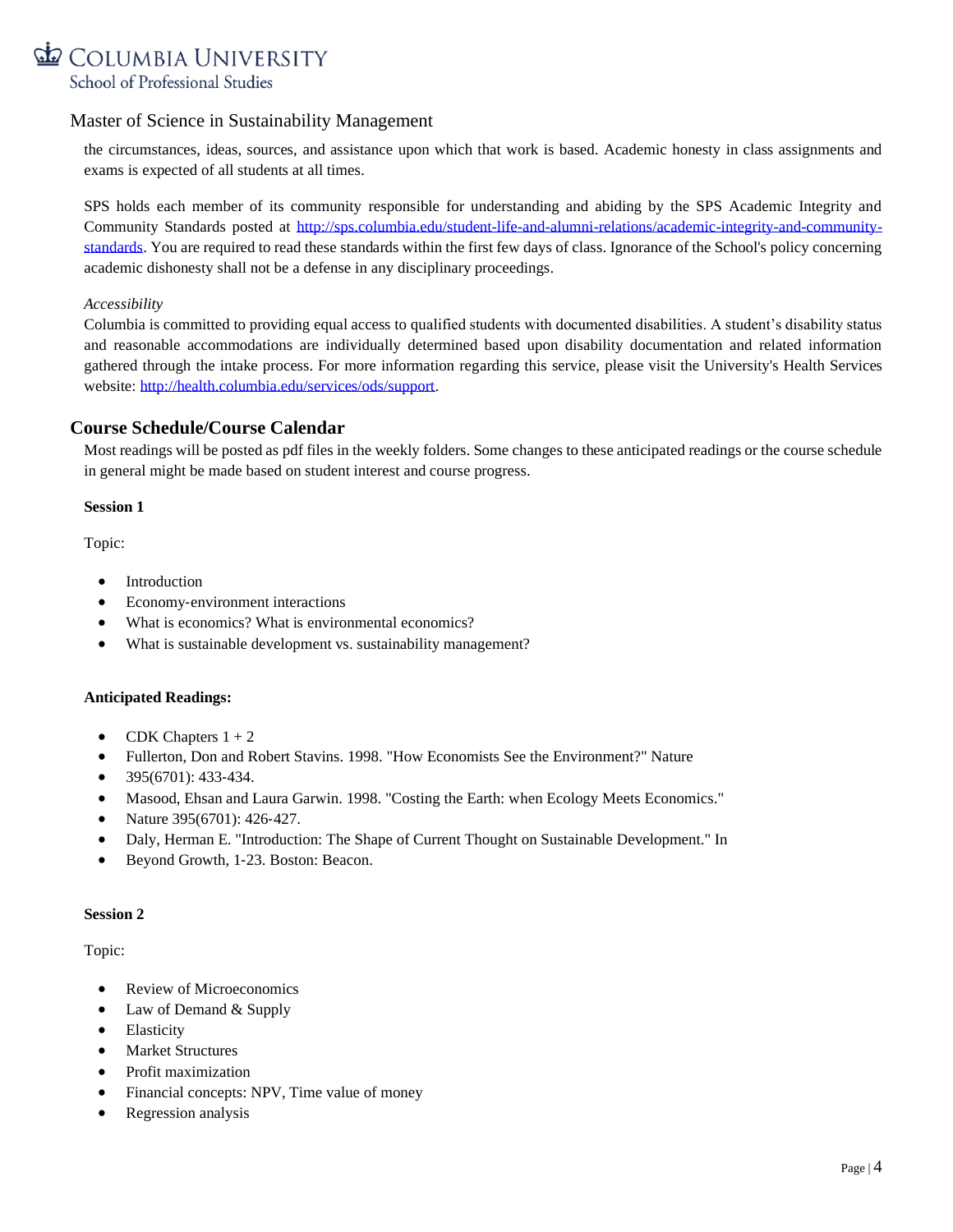the circumstances, ideas, sources, and assistance upon which that work is based. Academic honesty in class assignments and exams is expected of all students at all times.

SPS holds each member of its community responsible for understanding and abiding by the SPS Academic Integrity and Community Standards posted at http://sps.columbia.edu/student-life-and-alumni-relations/academic-integrity-and-community-standards. You are required to read these standards within the first few days of class. Ignorance of the School's policy concerning academic dishonesty shall not be a defense in any disciplinary proceedings.

*Accessibility*

Columbia is committed to providing equal access to qualified students with documented disabilities. A student's disability status and reasonable accommodations are individually determined based upon disability documentation and related information gathered through the intake process. For more information regarding this service, please visit the University's Health Services website: http://health.columbia.edu/services/ods/support.

## Course Schedule/Course Calendar

Most readings will be posted as pdf files in the weekly folders. Some changes to these anticipated readings or the course schedule in general might be made based on student interest and course progress.

**Session 1**

Topic:

- Introduction
- Economy-environment interactions
- What is economics? What is environmental economics?
- What is sustainable development vs. sustainability management?

**Anticipated Readings:**

- CDK Chapters 1 + 2
- Fullerton, Don and Robert Stavins. 1998. "How Economists See the Environment?" Nature
- 395(6701): 433-434.
- Masood, Ehsan and Laura Garwin. 1998. "Costing the Earth: when Ecology Meets Economics."
- Nature 395(6701): 426-427.
- Daly, Herman E. "Introduction: The Shape of Current Thought on Sustainable Development." In
- Beyond Growth, 1-23. Boston: Beacon.

**Session 2**

Topic:

- Review of Microeconomics
- Law of Demand & Supply
- Elasticity
- Market Structures
- Profit maximization
- Financial concepts: NPV, Time value of money
- Regression analysis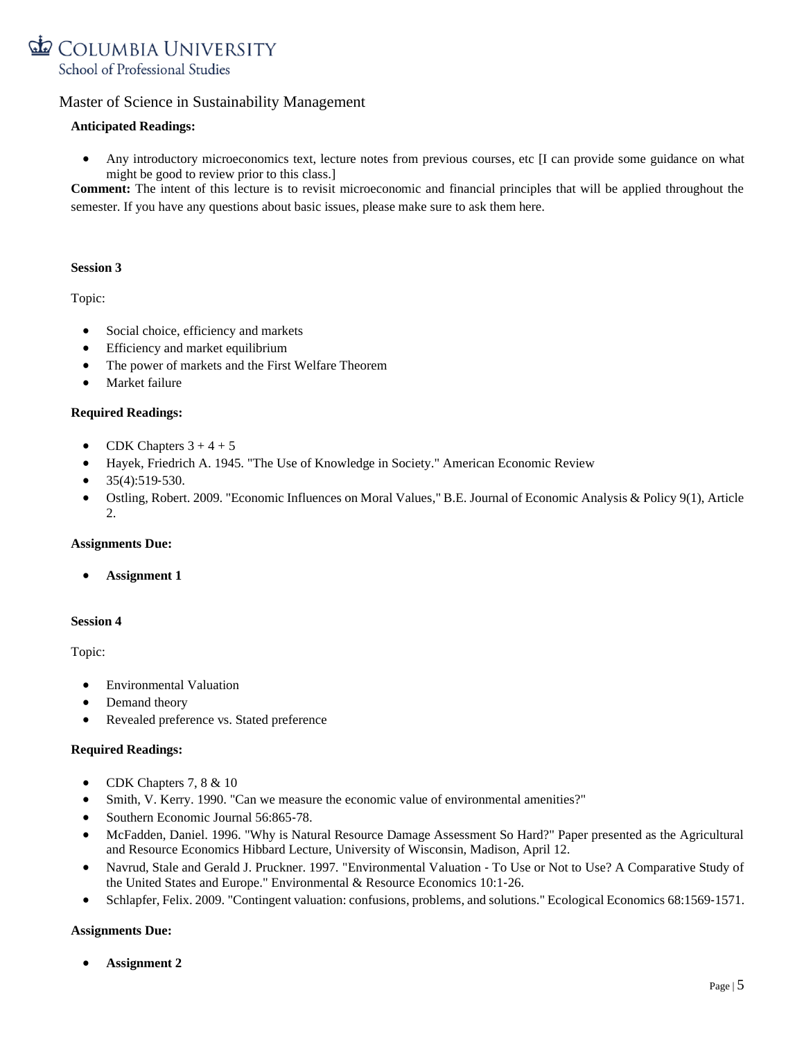**Anticipated Readings:**

- Any introductory microeconomics text, lecture notes from previous courses, etc [I can provide some guidance on what might be good to review prior to this class.]

**Comment:** The intent of this lecture is to revisit microeconomic and financial principles that will be applied throughout the semester. If you have any questions about basic issues, please make sure to ask them here.

**Session 3**

Topic:

- Social choice, efficiency and markets
- Efficiency and market equilibrium
- The power of markets and the First Welfare Theorem
- Market failure

**Required Readings:**

- CDK Chapters 3 + 4 + 5
- Hayek, Friedrich A. 1945. "The Use of Knowledge in Society." American Economic Review
- 35(4):519-530.
- Ostling, Robert. 2009. "Economic Influences on Moral Values," B.E. Journal of Economic Analysis & Policy 9(1), Article 2.

**Assignments Due:**

- **Assignment 1**

**Session 4**

Topic:

- Environmental Valuation
- Demand theory
- Revealed preference vs. Stated preference

**Required Readings:**

- CDK Chapters 7, 8 & 10
- Smith, V. Kerry. 1990. "Can we measure the economic value of environmental amenities?"
- Southern Economic Journal 56:865-78.
- McFadden, Daniel. 1996. "Why is Natural Resource Damage Assessment So Hard?" Paper presented as the Agricultural and Resource Economics Hibbard Lecture, University of Wisconsin, Madison, April 12.
- Navrud, Stale and Gerald J. Pruckner. 1997. "Environmental Valuation - To Use or Not to Use? A Comparative Study of the United States and Europe." Environmental & Resource Economics 10:1-26.
- Schlapfer, Felix. 2009. "Contingent valuation: confusions, problems, and solutions." Ecological Economics 68:1569-1571.

**Assignments Due:**

- **Assignment 2**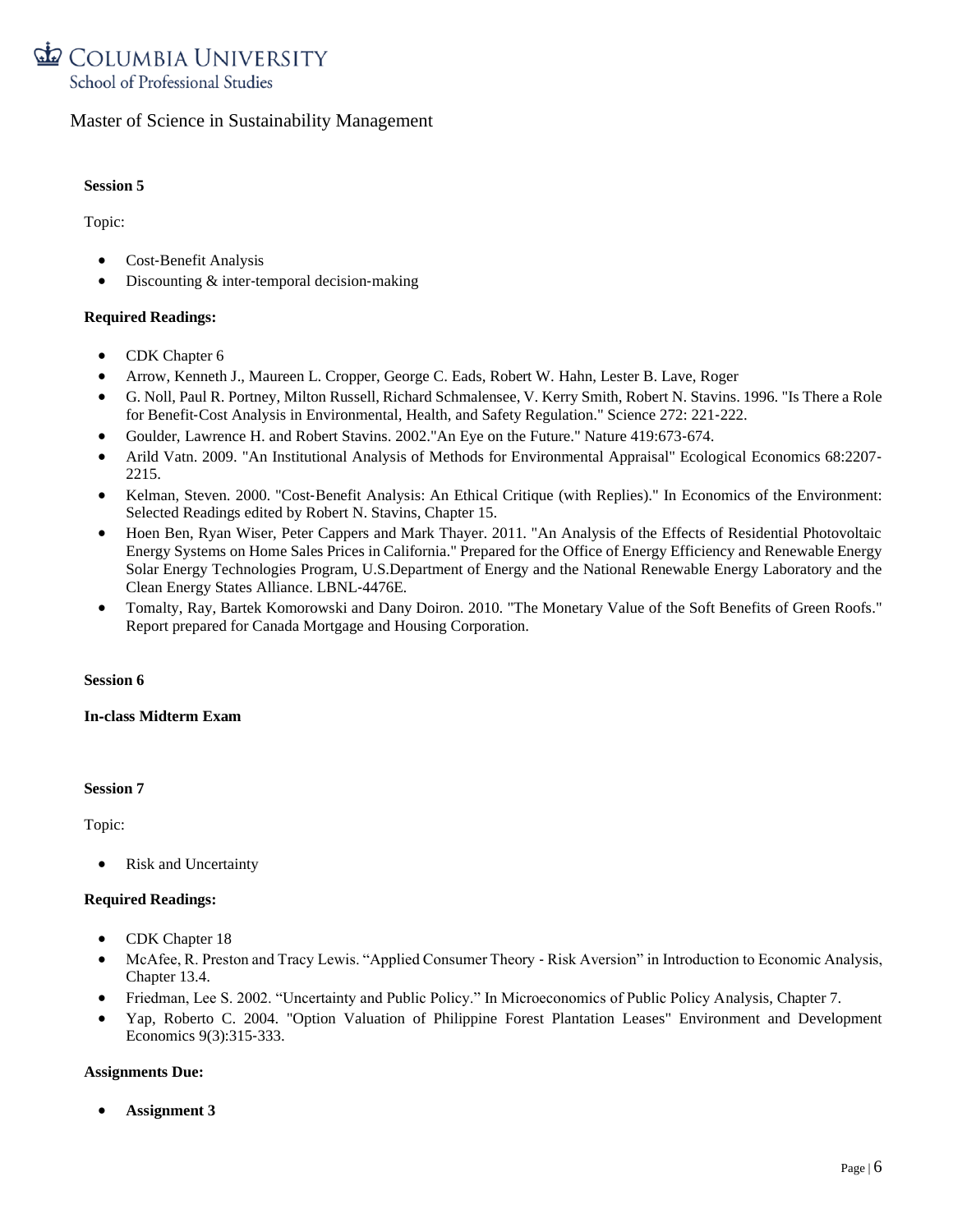**Session 5**

Topic:

- Cost-Benefit Analysis
- Discounting & inter-temporal decision-making

**Required Readings:**

- CDK Chapter 6
- Arrow, Kenneth J., Maureen L. Cropper, George C. Eads, Robert W. Hahn, Lester B. Lave, Roger
- G. Noll, Paul R. Portney, Milton Russell, Richard Schmalensee, V. Kerry Smith, Robert N. Stavins. 1996. "Is There a Role for Benefit-Cost Analysis in Environmental, Health, and Safety Regulation." Science 272: 221-222.
- Goulder, Lawrence H. and Robert Stavins. 2002."An Eye on the Future." Nature 419:673-674.
- Arild Vatn. 2009. "An Institutional Analysis of Methods for Environmental Appraisal" Ecological Economics 68:2207-2215.
- Kelman, Steven. 2000. "Cost-Benefit Analysis: An Ethical Critique (with Replies)." In Economics of the Environment: Selected Readings edited by Robert N. Stavins, Chapter 15.
- Hoen Ben, Ryan Wiser, Peter Cappers and Mark Thayer. 2011. "An Analysis of the Effects of Residential Photovoltaic Energy Systems on Home Sales Prices in California." Prepared for the Office of Energy Efficiency and Renewable Energy Solar Energy Technologies Program, U.S.Department of Energy and the National Renewable Energy Laboratory and the Clean Energy States Alliance. LBNL-4476E.
- Tomalty, Ray, Bartek Komorowski and Dany Doiron. 2010. "The Monetary Value of the Soft Benefits of Green Roofs." Report prepared for Canada Mortgage and Housing Corporation.

**Session 6**

**In-class Midterm Exam**

**Session 7**

Topic:

- Risk and Uncertainty

**Required Readings:**

- CDK Chapter 18
- McAfee, R. Preston and Tracy Lewis. "Applied Consumer Theory - Risk Aversion" in Introduction to Economic Analysis, Chapter 13.4.
- Friedman, Lee S. 2002. "Uncertainty and Public Policy." In Microeconomics of Public Policy Analysis, Chapter 7.
- Yap, Roberto C. 2004. "Option Valuation of Philippine Forest Plantation Leases" Environment and Development Economics 9(3):315-333.

**Assignments Due:**

- **Assignment 3**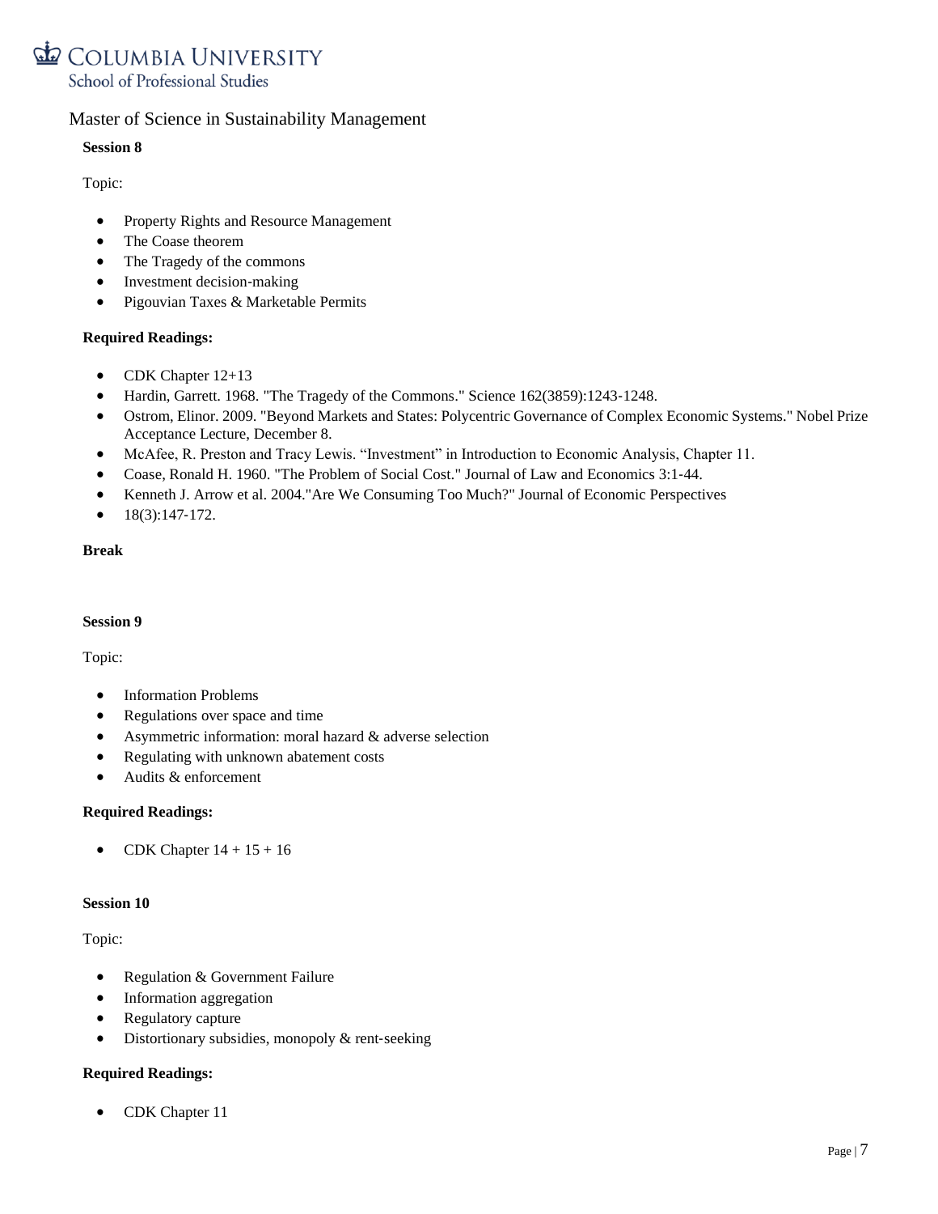Master of Science in Sustainability Management

**Session 8**

Topic:

- Property Rights and Resource Management
- The Coase theorem
- The Tragedy of the commons
- Investment decision-making
- Pigouvian Taxes & Marketable Permits

**Required Readings:**

- CDK Chapter 12+13
- Hardin, Garrett. 1968. "The Tragedy of the Commons." Science 162(3859):1243-1248.
- Ostrom, Elinor. 2009. "Beyond Markets and States: Polycentric Governance of Complex Economic Systems." Nobel Prize Acceptance Lecture, December 8.
- McAfee, R. Preston and Tracy Lewis. "Investment" in Introduction to Economic Analysis, Chapter 11.
- Coase, Ronald H. 1960. "The Problem of Social Cost." Journal of Law and Economics 3:1-44.
- Kenneth J. Arrow et al. 2004."Are We Consuming Too Much?" Journal of Economic Perspectives
- 18(3):147-172.

**Break**

**Session 9**

Topic:

- Information Problems
- Regulations over space and time
- Asymmetric information: moral hazard & adverse selection
- Regulating with unknown abatement costs
- Audits & enforcement

**Required Readings:**

- CDK Chapter 14 + 15 + 16

**Session 10**

Topic:

- Regulation & Government Failure
- Information aggregation
- Regulatory capture
- Distortionary subsidies, monopoly & rent-seeking

**Required Readings:**

- CDK Chapter 11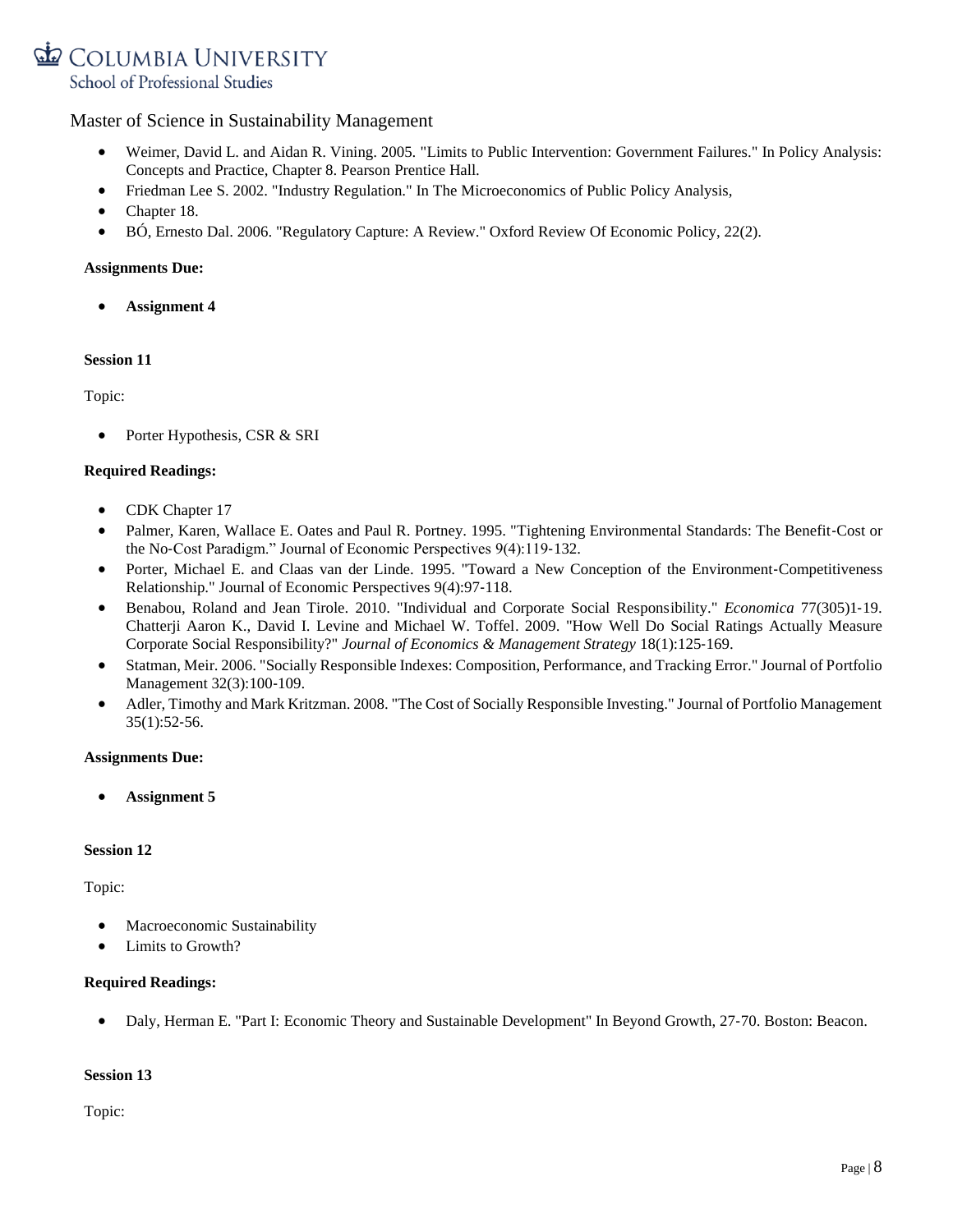- Weimer, David L. and Aidan R. Vining. 2005. "Limits to Public Intervention: Government Failures." In Policy Analysis: Concepts and Practice, Chapter 8. Pearson Prentice Hall.
- Friedman Lee S. 2002. "Industry Regulation." In The Microeconomics of Public Policy Analysis,
- Chapter 18.
- BÓ, Ernesto Dal. 2006. "Regulatory Capture: A Review." Oxford Review Of Economic Policy, 22(2).

**Assignments Due:**

- **Assignment 4**

**Session 11**

Topic:

- Porter Hypothesis, CSR & SRI

**Required Readings:**

- CDK Chapter 17
- Palmer, Karen, Wallace E. Oates and Paul R. Portney. 1995. "Tightening Environmental Standards: The Benefit-Cost or the No-Cost Paradigm." Journal of Economic Perspectives 9(4):119-132.
- Porter, Michael E. and Claas van der Linde. 1995. "Toward a New Conception of the Environment-Competitiveness Relationship." Journal of Economic Perspectives 9(4):97-118.
- Benabou, Roland and Jean Tirole. 2010. "Individual and Corporate Social Responsibility." *Economica* 77(305)1-19. Chatterji Aaron K., David I. Levine and Michael W. Toffel. 2009. "How Well Do Social Ratings Actually Measure Corporate Social Responsibility?" *Journal of Economics & Management Strategy* 18(1):125-169.
- Statman, Meir. 2006. "Socially Responsible Indexes: Composition, Performance, and Tracking Error." Journal of Portfolio Management 32(3):100-109.
- Adler, Timothy and Mark Kritzman. 2008. "The Cost of Socially Responsible Investing." Journal of Portfolio Management 35(1):52-56.

**Assignments Due:**

- **Assignment 5**

**Session 12**

Topic:

- Macroeconomic Sustainability
- Limits to Growth?

**Required Readings:**

- Daly, Herman E. "Part I: Economic Theory and Sustainable Development" In Beyond Growth, 27-70. Boston: Beacon.

**Session 13**

Topic: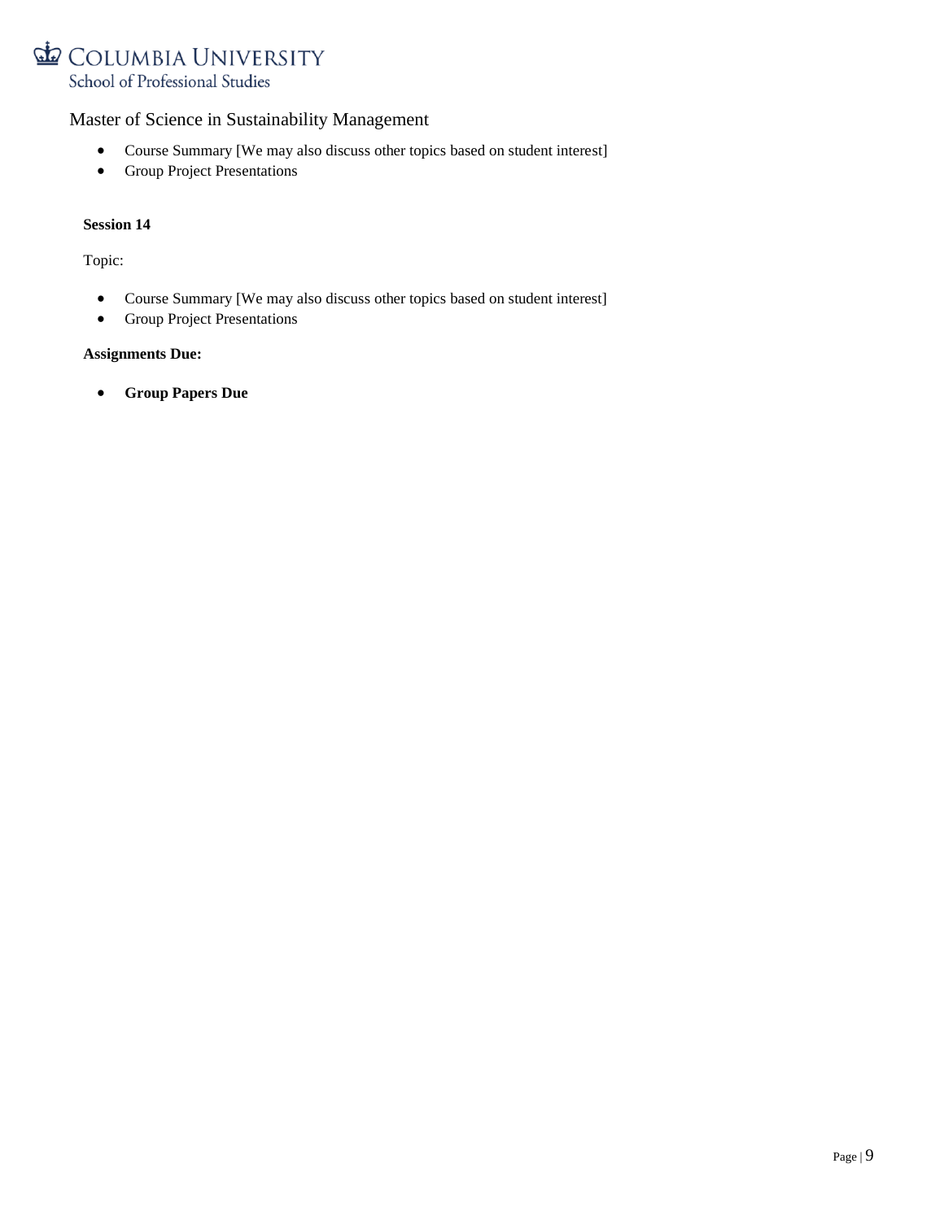- Course Summary [We may also discuss other topics based on student interest]
- Group Project Presentations

**Session 14**

Topic:

- Course Summary [We may also discuss other topics based on student interest]
- Group Project Presentations

**Assignments Due:**

- **Group Papers Due**